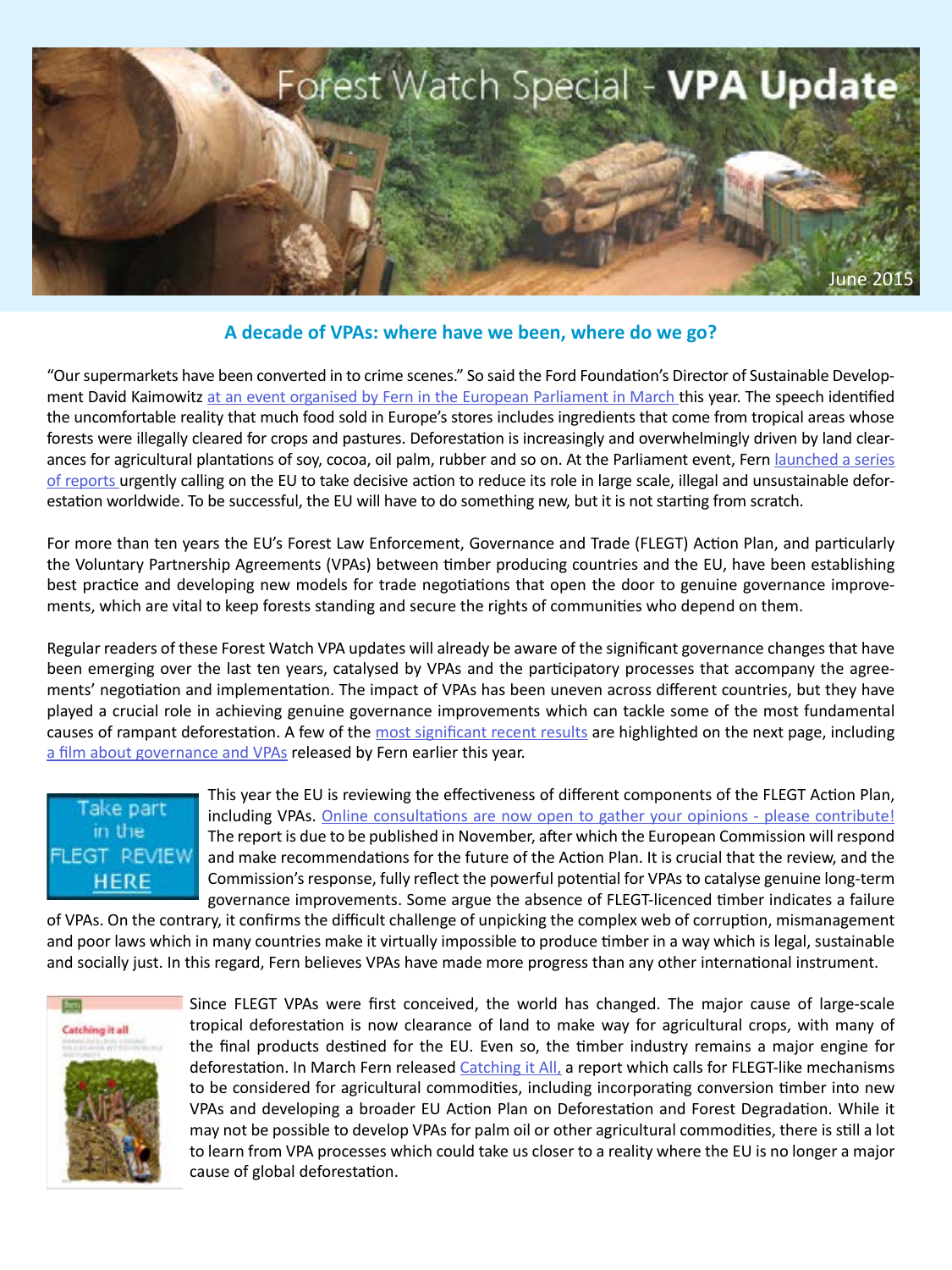# Forest Watch Special - VPA Update

June 2015

## A decade of VPAs: where have we been, where do we go?

"Our supermarkets have been converted in to crime scenes." So said the Ford Foundation's Director of Sustainable Development David Kaimowitz at an event organised by Fern in the European Parliament in March this year. The speech identified the uncomfortable reality that much food sold in Europe's stores includes ingredients that come from tropical areas whose forests were illegally cleared for crops and pastures. Deforestation is increasingly and overwhelmingly driven by land clearances for agricultural plantations of soy, cocoa, oil palm, rubber and so on. At the Parliament event, Fern launched a series of reports urgently calling on the EU to take decisive action to reduce its role in large scale, illegal and unsustainable deforestation worldwide. To be successful, the EU will have to do something new, but it is not starting from scratch.

For more than ten years the EU's Forest Law Enforcement, Governance and Trade (FLEGT) Action Plan, and particularly the Voluntary Partnership Agreements (VPAs) between timber producing countries and the EU, have been establishing best practice and developing new models for trade negotiations that open the door to genuine governance improvements, which are vital to keep forests standing and secure the rights of communities who depend on them.

Regular readers of these Forest Watch VPA updates will already be aware of the significant governance changes that have been emerging over the last ten years, catalysed by VPAs and the participatory processes that accompany the agreements' negotiation and implementation. The impact of VPAs has been uneven across different countries, but they have played a crucial role in achieving genuine governance improvements which can tackle some of the most fundamental causes of rampant deforestation. A few of the most significant recent results are highlighted on the next page, including a film about governance and VPAs released by Fern earlier this year.

Take part in the FLEGT REVIEW HERE

This year the EU is reviewing the effectiveness of different components of the FLEGT Action Plan, including VPAs. Online consultations are now open to gather your opinions - please contribute! The report is due to be published in November, after which the European Commission will respond and make recommendations for the future of the Action Plan. It is crucial that the review, and the Commission's response, fully reflect the powerful potential for VPAs to catalyse genuine long-term governance improvements. Some argue the absence of FLEGT-licenced timber indicates a failure of VPAs. On the contrary, it confirms the difficult challenge of unpicking the complex web of corruption, mismanagement and poor laws which in many countries make it virtually impossible to produce timber in a way which is legal, sustainable and socially just. In this regard, Fern believes VPAs have made more progress than any other international instrument.

Since FLEGT VPAs were first conceived, the world has changed. The major cause of large-scale tropical deforestation is now clearance of land to make way for agricultural crops, with many of the final products destined for the EU. Even so, the timber industry remains a major engine for deforestation. In March Fern released Catching it All, a report which calls for FLEGT-like mechanisms to be considered for agricultural commodities, including incorporating conversion timber into new VPAs and developing a broader EU Action Plan on Deforestation and Forest Degradation. While it may not be possible to develop VPAs for palm oil or other agricultural commodities, there is still a lot to learn from VPA processes which could take us closer to a reality where the EU is no longer a major cause of global deforestation.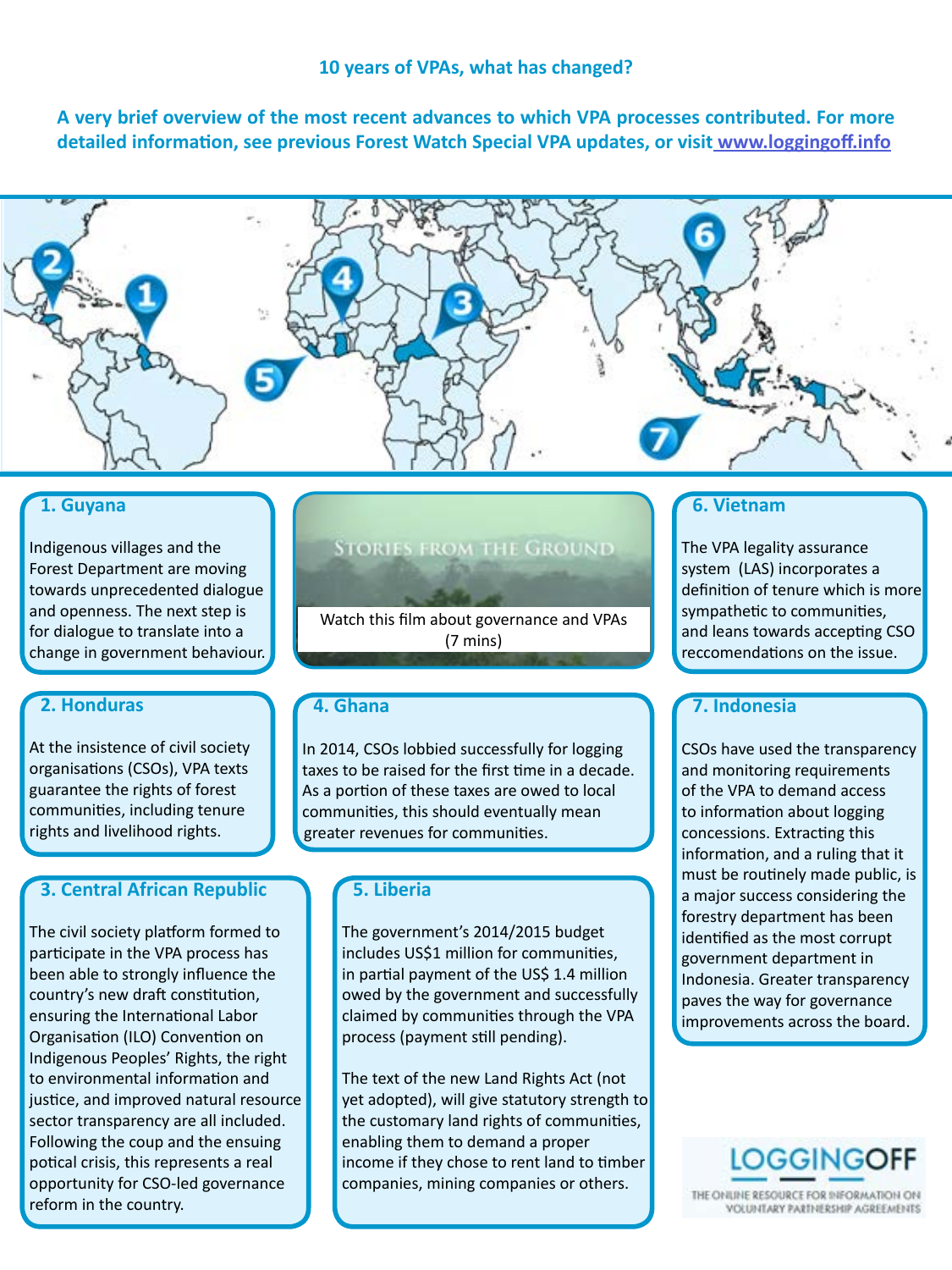## 10 years of VPAs, what has changed?

**A very brief overview of the most recent advances to which VPA processes contributed. For more detailed information, see previous Forest Watch Special VPA updates, or visit www.loggingoff.info**

### 1. Guyana

Indigenous villages and the Forest Department are moving towards unprecedented dialogue and openness. The next step is for dialogue to translate into a change in government behaviour.

### 2. Honduras

At the insistence of civil society organisations (CSOs), VPA texts guarantee the rights of forest communities, including tenure rights and livelihood rights.

### 3. Central African Republic

The civil society platform formed to participate in the VPA process has been able to strongly influence the country's new draft constitution, ensuring the International Labor Organisation (ILO) Convention on Indigenous Peoples' Rights, the right to environmental information and justice, and improved natural resource sector transparency are all included. Following the coup and the ensuing potical crisis, this represents a real opportunity for CSO-led governance reform in the country.

STORIES FROM THE GROUND

Watch this film about governance and VPAs (7 mins)

### 4. Ghana

In 2014, CSOs lobbied successfully for logging taxes to be raised for the first time in a decade. As a portion of these taxes are owed to local communities, this should eventually mean greater revenues for communities.

### 5. Liberia

The government's 2014/2015 budget includes US$1 million for communities, in partial payment of the US$ 1.4 million owed by the government and successfully claimed by communities through the VPA process (payment still pending).

The text of the new Land Rights Act (not yet adopted), will give statutory strength to the customary land rights of communities, enabling them to demand a proper income if they chose to rent land to timber companies, mining companies or others.

### 6. Vietnam

The VPA legality assurance system (LAS) incorporates a definition of tenure which is more sympathetic to communities, and leans towards accepting CSO reccomendations on the issue.

### 7. Indonesia

CSOs have used the transparency and monitoring requirements of the VPA to demand access to information about logging concessions. Extracting this information, and a ruling that it must be routinely made public, is a major success considering the forestry department has been identified as the most corrupt government department in Indonesia. Greater transparency paves the way for governance improvements across the board.

LOGGINGOFF

THE ONLINE RESOURCE FOR INFORMATION ON VOLUNTARY PARTNERSHIP AGREEMENTS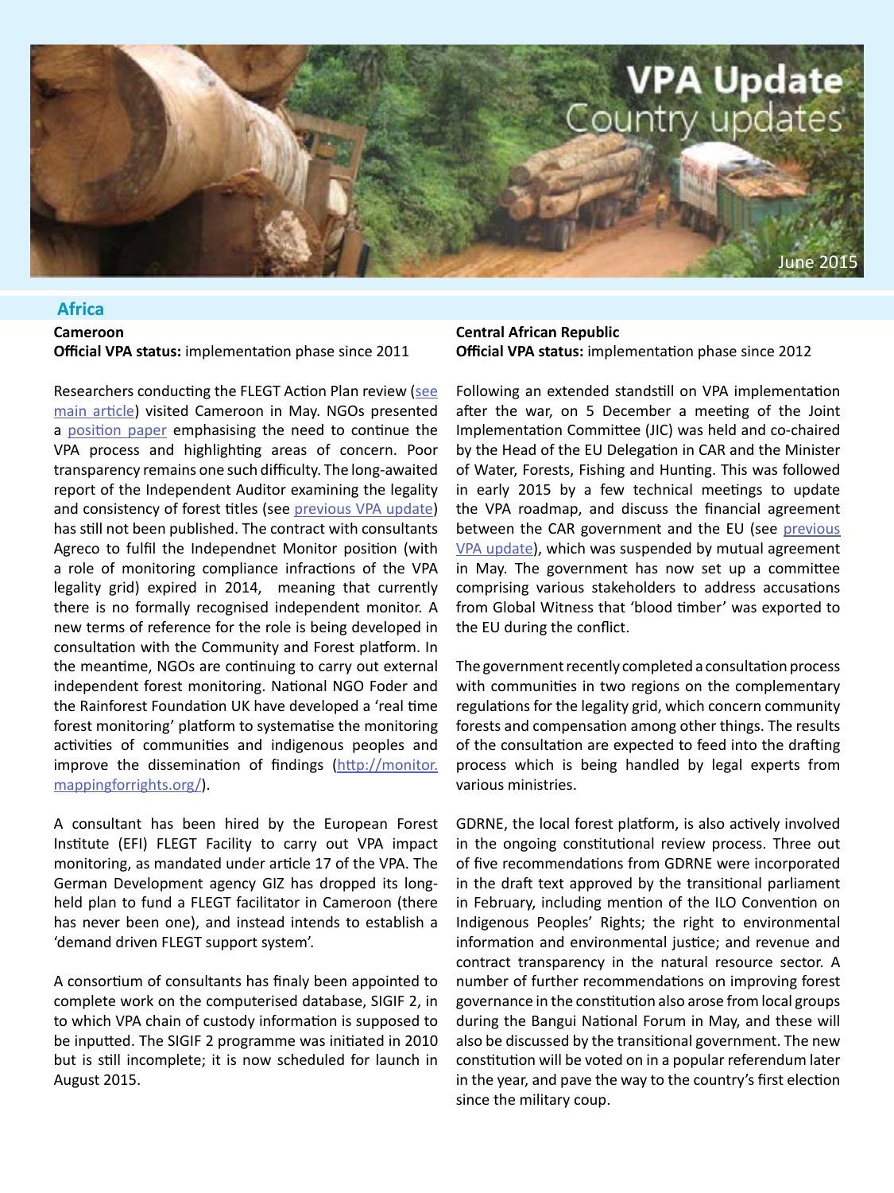# VPA Update
## Country updates

June 2015

## Africa

### Cameroon

**Official VPA status:** implementation phase since 2011

Researchers conducting the FLEGT Action Plan review (see main article) visited Cameroon in May. NGOs presented a position paper emphasising the need to continue the VPA process and highlighting areas of concern. Poor transparency remains one such difficulty. The long-awaited report of the Independent Auditor examining the legality and consistency of forest titles (see previous VPA update) has still not been published. The contract with consultants Agreco to fulfil the Indepandnet Monitor position (with a role of monitoring compliance infractions of the VPA legality grid) expired in 2014, meaning that currently there is no formally recognised independent monitor. A new terms of reference for the role is being developed in consultation with the Community and Forest platform. In the meantime, NGOs are continuing to carry out external independent forest monitoring. National NGO Foder and the Rainforest Foundation UK have developed a 'real time forest monitoring' platform to systematise the monitoring activities of communities and indigenous peoples and improve the dissemination of findings (http://monitor.mappingforrights.org/).

A consultant has been hired by the European Forest Institute (EFI) FLEGT Facility to carry out VPA impact monitoring, as mandated under article 17 of the VPA. The German Development agency GIZ has dropped its long-held plan to fund a FLEGT facilitator in Cameroon (there has never been one), and instead intends to establish a 'demand driven FLEGT support system'.

A consortium of consultants has finaly been appointed to complete work on the computerised database, SIGIF 2, in to which VPA chain of custody information is supposed to be inputted. The SIGIF 2 programme was initiated in 2010 but is still incomplete; it is now scheduled for launch in August 2015.

### Central African Republic

**Official VPA status:** implementation phase since 2012

Following an extended standstill on VPA implementation after the war, on 5 December a meeting of the Joint Implementation Committee (JIC) was held and co-chaired by the Head of the EU Delegation in CAR and the Minister of Water, Forests, Fishing and Hunting. This was followed in early 2015 by a few technical meetings to update the VPA roadmap, and discuss the financial agreement between the CAR government and the EU (see previous VPA update), which was suspended by mutual agreement in May. The government has now set up a committee comprising various stakeholders to address accusations from Global Witness that 'blood timber' was exported to the EU during the conflict.

The government recently completed a consultation process with communities in two regions on the complementary regulations for the legality grid, which concern community forests and compensation among other things. The results of the consultation are expected to feed into the drafting process which is being handled by legal experts from various ministries.

GDRNE, the local forest platform, is also actively involved in the ongoing constitutional review process. Three out of five recommendations from GDRNE were incorporated in the draft text approved by the transitional parliament in February, including mention of the ILO Convention on Indigenous Peoples' Rights; the right to environmental information and environmental justice; and revenue and contract transparency in the natural resource sector. A number of further recommendations on improving forest governance in the constitution also arose from local groups during the Bangui National Forum in May, and these will also be discussed by the transitional government. The new constitution will be voted on in a popular referendum later in the year, and pave the way to the country's first election since the military coup.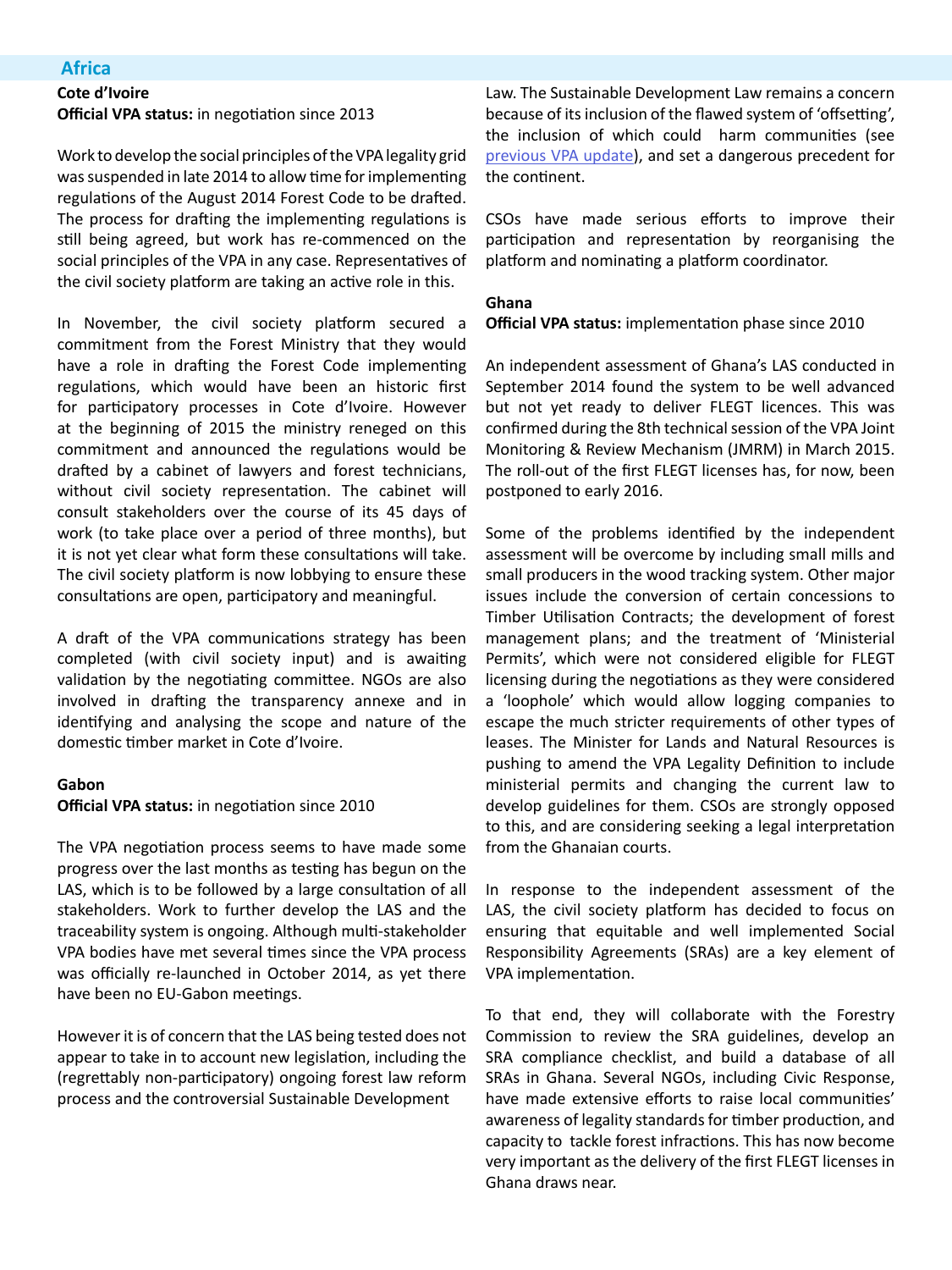## Africa

**Cote d'Ivoire**
**Official VPA status:** in negotiation since 2013

Work to develop the social principles of the VPA legality grid was suspended in late 2014 to allow time for implementing regulations of the August 2014 Forest Code to be drafted. The process for drafting the implementing regulations is still being agreed, but work has re-commenced on the social principles of the VPA in any case. Representatives of the civil society platform are taking an active role in this.

In November, the civil society platform secured a commitment from the Forest Ministry that they would have a role in drafting the Forest Code implementing regulations, which would have been an historic first for participatory processes in Cote d'Ivoire. However at the beginning of 2015 the ministry reneged on this commitment and announced the regulations would be drafted by a cabinet of lawyers and forest technicians, without civil society representation. The cabinet will consult stakeholders over the course of its 45 days of work (to take place over a period of three months), but it is not yet clear what form these consultations will take. The civil society platform is now lobbying to ensure these consultations are open, participatory and meaningful.

A draft of the VPA communications strategy has been completed (with civil society input) and is awaiting validation by the negotiating committee. NGOs are also involved in drafting the transparency annexe and in identifying and analysing the scope and nature of the domestic timber market in Cote d'Ivoire.

**Gabon**
**Official VPA status:** in negotiation since 2010

The VPA negotiation process seems to have made some progress over the last months as testing has begun on the LAS, which is to be followed by a large consultation of all stakeholders. Work to further develop the LAS and the traceability system is ongoing. Although multi-stakeholder VPA bodies have met several times since the VPA process was officially re-launched in October 2014, as yet there have been no EU-Gabon meetings.

However it is of concern that the LAS being tested does not appear to take in to account new legislation, including the (regrettably non-participatory) ongoing forest law reform process and the controversial Sustainable Development Law. The Sustainable Development Law remains a concern because of its inclusion of the flawed system of 'offsetting', the inclusion of which could harm communities (see previous VPA update), and set a dangerous precedent for the continent.

CSOs have made serious efforts to improve their participation and representation by reorganising the platform and nominating a platform coordinator.

**Ghana**
**Official VPA status:** implementation phase since 2010

An independent assessment of Ghana's LAS conducted in September 2014 found the system to be well advanced but not yet ready to deliver FLEGT licences. This was confirmed during the 8th technical session of the VPA Joint Monitoring & Review Mechanism (JMRM) in March 2015. The roll-out of the first FLEGT licenses has, for now, been postponed to early 2016.

Some of the problems identified by the independent assessment will be overcome by including small mills and small producers in the wood tracking system. Other major issues include the conversion of certain concessions to Timber Utilisation Contracts; the development of forest management plans; and the treatment of 'Ministerial Permits', which were not considered eligible for FLEGT licensing during the negotiations as they were considered a 'loophole' which would allow logging companies to escape the much stricter requirements of other types of leases. The Minister for Lands and Natural Resources is pushing to amend the VPA Legality Definition to include ministerial permits and changing the current law to develop guidelines for them. CSOs are strongly opposed to this, and are considering seeking a legal interpretation from the Ghanaian courts.

In response to the independent assessment of the LAS, the civil society platform has decided to focus on ensuring that equitable and well implemented Social Responsibility Agreements (SRAs) are a key element of VPA implementation.

To that end, they will collaborate with the Forestry Commission to review the SRA guidelines, develop an SRA compliance checklist, and build a database of all SRAs in Ghana. Several NGOs, including Civic Response, have made extensive efforts to raise local communities' awareness of legality standards for timber production, and capacity to tackle forest infractions. This has now become very important as the delivery of the first FLEGT licenses in Ghana draws near.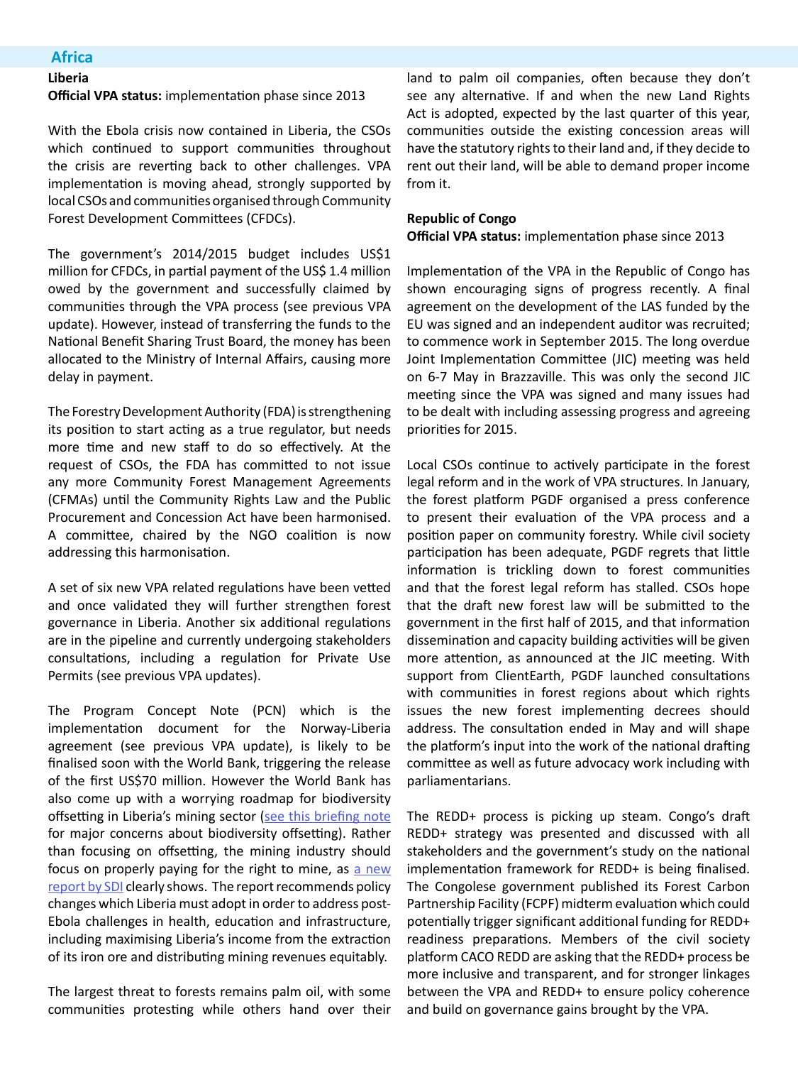## Africa

### Liberia

**Official VPA status:** implementation phase since 2013

With the Ebola crisis now contained in Liberia, the CSOs which continued to support communities throughout the crisis are reverting back to other challenges. VPA implementation is moving ahead, strongly supported by local CSOs and communities organised through Community Forest Development Committees (CFDCs).

The government's 2014/2015 budget includes US$1 million for CFDCs, in partial payment of the US$ 1.4 million owed by the government and successfully claimed by communities through the VPA process (see previous VPA update). However, instead of transferring the funds to the National Benefit Sharing Trust Board, the money has been allocated to the Ministry of Internal Affairs, causing more delay in payment.

The Forestry Development Authority (FDA) is strengthening its position to start acting as a true regulator, but needs more time and new staff to do so effectively. At the request of CSOs, the FDA has committed to not issue any more Community Forest Management Agreements (CFMAs) until the Community Rights Law and the Public Procurement and Concession Act have been harmonised. A committee, chaired by the NGO coalition is now addressing this harmonisation.

A set of six new VPA related regulations have been vetted and once validated they will further strengthen forest governance in Liberia. Another six additional regulations are in the pipeline and currently undergoing stakeholders consultations, including a regulation for Private Use Permits (see previous VPA updates).

The Program Concept Note (PCN) which is the implementation document for the Norway-Liberia agreement (see previous VPA update), is likely to be finalised soon with the World Bank, triggering the release of the first US$70 million. However the World Bank has also come up with a worrying roadmap for biodiversity offsetting in Liberia's mining sector (see this briefing note for major concerns about biodiversity offsetting). Rather than focusing on offsetting, the mining industry should focus on properly paying for the right to mine, as a new report by SDI clearly shows. The report recommends policy changes which Liberia must adopt in order to address post-Ebola challenges in health, education and infrastructure, including maximising Liberia's income from the extraction of its iron ore and distributing mining revenues equitably.

The largest threat to forests remains palm oil, with some communities protesting while others hand over their land to palm oil companies, often because they don't see any alternative. If and when the new Land Rights Act is adopted, expected by the last quarter of this year, communities outside the existing concession areas will have the statutory rights to their land and, if they decide to rent out their land, will be able to demand proper income from it.

### Republic of Congo

**Official VPA status:** implementation phase since 2013

Implementation of the VPA in the Republic of Congo has shown encouraging signs of progress recently. A final agreement on the development of the LAS funded by the EU was signed and an independent auditor was recruited; to commence work in September 2015. The long overdue Joint Implementation Committee (JIC) meeting was held on 6-7 May in Brazzaville. This was only the second JIC meeting since the VPA was signed and many issues had to be dealt with including assessing progress and agreeing priorities for 2015.

Local CSOs continue to actively participate in the forest legal reform and in the work of VPA structures. In January, the forest platform PGDF organised a press conference to present their evaluation of the VPA process and a position paper on community forestry. While civil society participation has been adequate, PGDF regrets that little information is trickling down to forest communities and that the forest legal reform has stalled. CSOs hope that the draft new forest law will be submitted to the government in the first half of 2015, and that information dissemination and capacity building activities will be given more attention, as announced at the JIC meeting. With support from ClientEarth, PGDF launched consultations with communities in forest regions about which rights issues the new forest implementing decrees should address. The consultation ended in May and will shape the platform's input into the work of the national drafting committee as well as future advocacy work including with parliamentarians.

The REDD+ process is picking up steam. Congo's draft REDD+ strategy was presented and discussed with all stakeholders and the government's study on the national implementation framework for REDD+ is being finalised. The Congolese government published its Forest Carbon Partnership Facility (FCPF) midterm evaluation which could potentially trigger significant additional funding for REDD+ readiness preparations. Members of the civil society platform CACO REDD are asking that the REDD+ process be more inclusive and transparent, and for stronger linkages between the VPA and REDD+ to ensure policy coherence and build on governance gains brought by the VPA.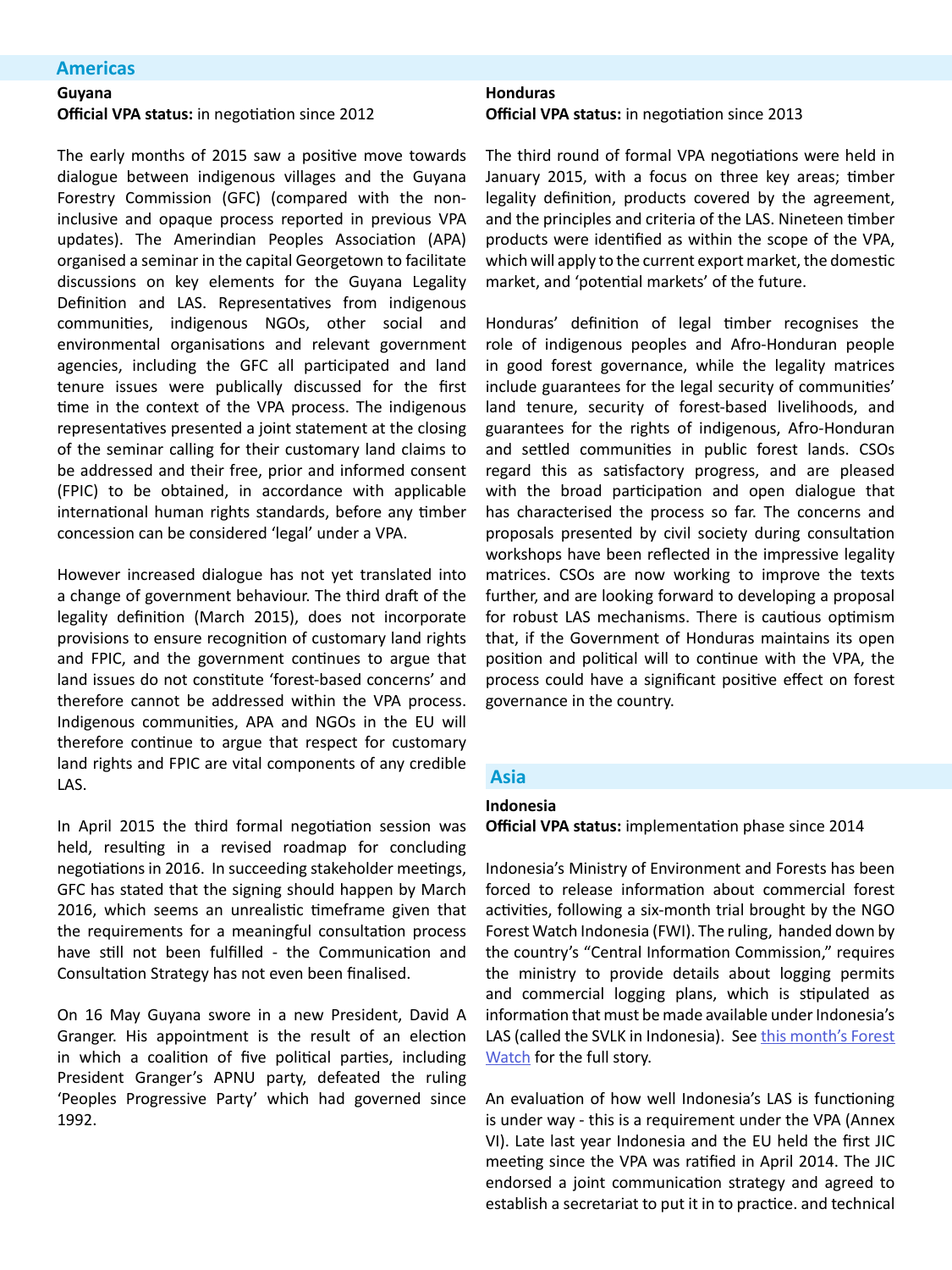## Americas

### Guyana

**Official VPA status:** in negotiation since 2012

The early months of 2015 saw a positive move towards dialogue between indigenous villages and the Guyana Forestry Commission (GFC) (compared with the non-inclusive and opaque process reported in previous VPA updates). The Amerindian Peoples Association (APA) organised a seminar in the capital Georgetown to facilitate discussions on key elements for the Guyana Legality Definition and LAS. Representatives from indigenous communities, indigenous NGOs, other social and environmental organisations and relevant government agencies, including the GFC all participated and land tenure issues were publically discussed for the first time in the context of the VPA process. The indigenous representatives presented a joint statement at the closing of the seminar calling for their customary land claims to be addressed and their free, prior and informed consent (FPIC) to be obtained, in accordance with applicable international human rights standards, before any timber concession can be considered 'legal' under a VPA.

However increased dialogue has not yet translated into a change of government behaviour. The third draft of the legality definition (March 2015), does not incorporate provisions to ensure recognition of customary land rights and FPIC, and the government continues to argue that land issues do not constitute 'forest-based concerns' and therefore cannot be addressed within the VPA process. Indigenous communities, APA and NGOs in the EU will therefore continue to argue that respect for customary land rights and FPIC are vital components of any credible LAS.

In April 2015 the third formal negotiation session was held, resulting in a revised roadmap for concluding negotiations in 2016. In succeeding stakeholder meetings, GFC has stated that the signing should happen by March 2016, which seems an unrealistic timeframe given that the requirements for a meaningful consultation process have still not been fulfilled - the Communication and Consultation Strategy has not even been finalised.

On 16 May Guyana swore in a new President, David A Granger. His appointment is the result of an election in which a coalition of five political parties, including President Granger's APNU party, defeated the ruling 'Peoples Progressive Party' which had governed since 1992.

### Honduras

**Official VPA status:** in negotiation since 2013

The third round of formal VPA negotiations were held in January 2015, with a focus on three key areas; timber legality definition, products covered by the agreement, and the principles and criteria of the LAS. Nineteen timber products were identified as within the scope of the VPA, which will apply to the current export market, the domestic market, and 'potential markets' of the future.

Honduras' definition of legal timber recognises the role of indigenous peoples and Afro-Honduran people in good forest governance, while the legality matrices include guarantees for the legal security of communities' land tenure, security of forest-based livelihoods, and guarantees for the rights of indigenous, Afro-Honduran and settled communities in public forest lands. CSOs regard this as satisfactory progress, and are pleased with the broad participation and open dialogue that has characterised the process so far. The concerns and proposals presented by civil society during consultation workshops have been reflected in the impressive legality matrices. CSOs are now working to improve the texts further, and are looking forward to developing a proposal for robust LAS mechanisms. There is cautious optimism that, if the Government of Honduras maintains its open position and political will to continue with the VPA, the process could have a significant positive effect on forest governance in the country.

## Asia

### Indonesia

**Official VPA status:** implementation phase since 2014

Indonesia's Ministry of Environment and Forests has been forced to release information about commercial forest activities, following a six-month trial brought by the NGO Forest Watch Indonesia (FWI). The ruling, handed down by the country's "Central Information Commission," requires the ministry to provide details about logging permits and commercial logging plans, which is stipulated as information that must be made available under Indonesia's LAS (called the SVLK in Indonesia). See [this month's Forest Watch] for the full story.

An evaluation of how well Indonesia's LAS is functioning is under way - this is a requirement under the VPA (Annex VI). Late last year Indonesia and the EU held the first JIC meeting since the VPA was ratified in April 2014. The JIC endorsed a joint communication strategy and agreed to establish a secretariat to put it in to practice. and technical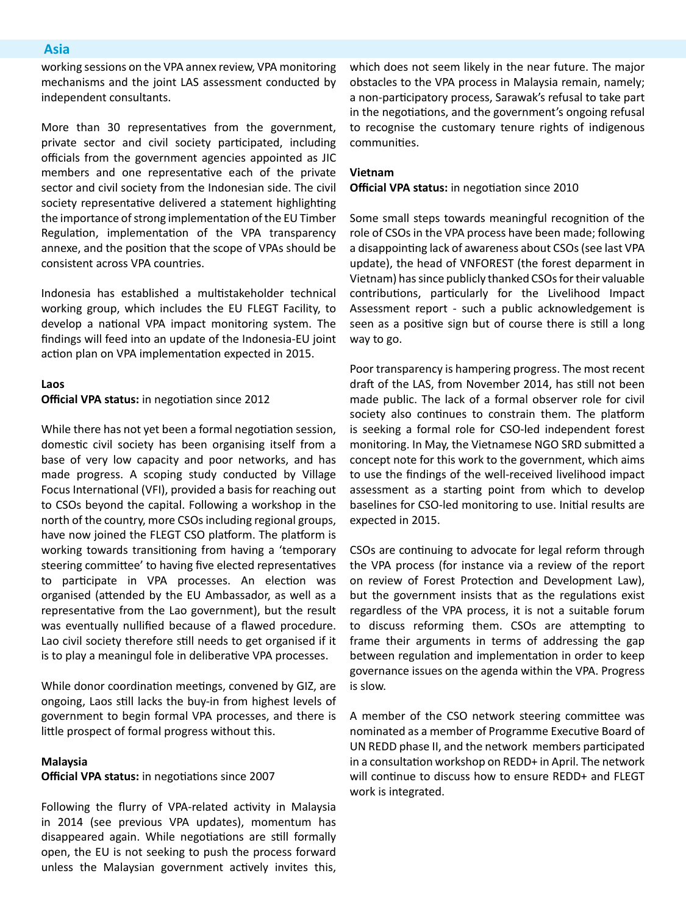working sessions on the VPA annex review, VPA monitoring mechanisms and the joint LAS assessment conducted by independent consultants.

More than 30 representatives from the government, private sector and civil society participated, including officials from the government agencies appointed as JIC members and one representative each of the private sector and civil society from the Indonesian side. The civil society representative delivered a statement highlighting the importance of strong implementation of the EU Timber Regulation, implementation of the VPA transparency annexe, and the position that the scope of VPAs should be consistent across VPA countries.

Indonesia has established a multistakeholder technical working group, which includes the EU FLEGT Facility, to develop a national VPA impact monitoring system. The findings will feed into an update of the Indonesia-EU joint action plan on VPA implementation expected in 2015.

**Laos**

**Official VPA status:** in negotiation since 2012

While there has not yet been a formal negotiation session, domestic civil society has been organising itself from a base of very low capacity and poor networks, and has made progress. A scoping study conducted by Village Focus International (VFI), provided a basis for reaching out to CSOs beyond the capital. Following a workshop in the north of the country, more CSOs including regional groups, have now joined the FLEGT CSO platform. The platform is working towards transitioning from having a 'temporary steering committee' to having five elected representatives to participate in VPA processes. An election was organised (attended by the EU Ambassador, as well as a representative from the Lao government), but the result was eventually nullified because of a flawed procedure. Lao civil society therefore still needs to get organised if it is to play a meaningul fole in deliberative VPA processes.

While donor coordination meetings, convened by GIZ, are ongoing, Laos still lacks the buy-in from highest levels of government to begin formal VPA processes, and there is little prospect of formal progress without this.

**Malaysia**

**Official VPA status:** in negotiations since 2007

Following the flurry of VPA-related activity in Malaysia in 2014 (see previous VPA updates), momentum has disappeared again. While negotiations are still formally open, the EU is not seeking to push the process forward unless the Malaysian government actively invites this, which does not seem likely in the near future. The major obstacles to the VPA process in Malaysia remain, namely; a non-participatory process, Sarawak's refusal to take part in the negotiations, and the government's ongoing refusal to recognise the customary tenure rights of indigenous communities.

**Vietnam**

**Official VPA status:** in negotiation since 2010

Some small steps towards meaningful recognition of the role of CSOs in the VPA process have been made; following a disappointing lack of awareness about CSOs (see last VPA update), the head of VNFOREST (the forest deparment in Vietnam) has since publicly thanked CSOs for their valuable contributions, particularly for the Livelihood Impact Assessment report - such a public acknowledgement is seen as a positive sign but of course there is still a long way to go.

Poor transparency is hampering progress. The most recent draft of the LAS, from November 2014, has still not been made public. The lack of a formal observer role for civil society also continues to constrain them. The platform is seeking a formal role for CSO-led independent forest monitoring. In May, the Vietnamese NGO SRD submitted a concept note for this work to the government, which aims to use the findings of the well-received livelihood impact assessment as a starting point from which to develop baselines for CSO-led monitoring to use. Initial results are expected in 2015.

CSOs are continuing to advocate for legal reform through the VPA process (for instance via a review of the report on review of Forest Protection and Development Law), but the government insists that as the regulations exist regardless of the VPA process, it is not a suitable forum to discuss reforming them. CSOs are attempting to frame their arguments in terms of addressing the gap between regulation and implementation in order to keep governance issues on the agenda within the VPA. Progress is slow.

A member of the CSO network steering committee was nominated as a member of Programme Executive Board of UN REDD phase II, and the network members participated in a consultation workshop on REDD+ in April. The network will continue to discuss how to ensure REDD+ and FLEGT work is integrated.